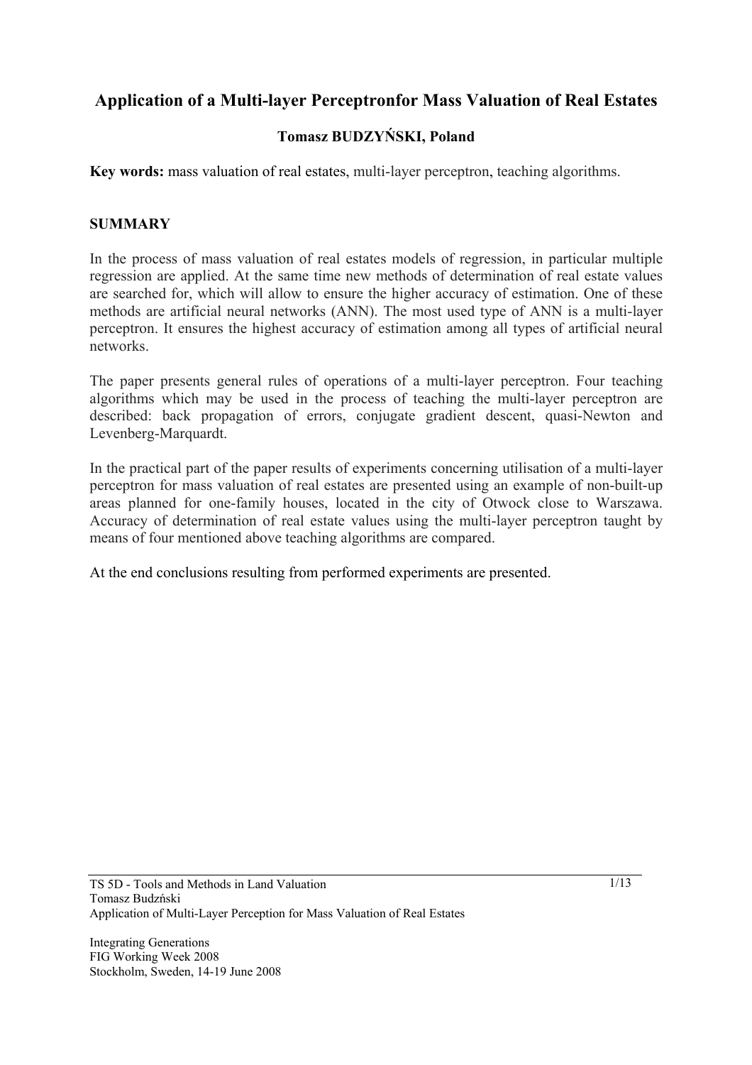# Application of a Multi-layer Perceptronfor Mass Valuation of Real Estates

**Tomasz BUDZYŃSKI, Poland**

**Key words:** mass valuation of real estates, multi-layer perceptron, teaching algorithms.

## SUMMARY

In the process of mass valuation of real estates models of regression, in particular multiple regression are applied. At the same time new methods of determination of real estate values are searched for, which will allow to ensure the higher accuracy of estimation. One of these methods are artificial neural networks (ANN). The most used type of ANN is a multi-layer perceptron. It ensures the highest accuracy of estimation among all types of artificial neural networks.

The paper presents general rules of operations of a multi-layer perceptron. Four teaching algorithms which may be used in the process of teaching the multi-layer perceptron are described: back propagation of errors, conjugate gradient descent, quasi-Newton and Levenberg-Marquardt.

In the practical part of the paper results of experiments concerning utilisation of a multi-layer perceptron for mass valuation of real estates are presented using an example of non-built-up areas planned for one-family houses, located in the city of Otwock close to Warszawa. Accuracy of determination of real estate values using the multi-layer perceptron taught by means of four mentioned above teaching algorithms are compared.

At the end conclusions resulting from performed experiments are presented.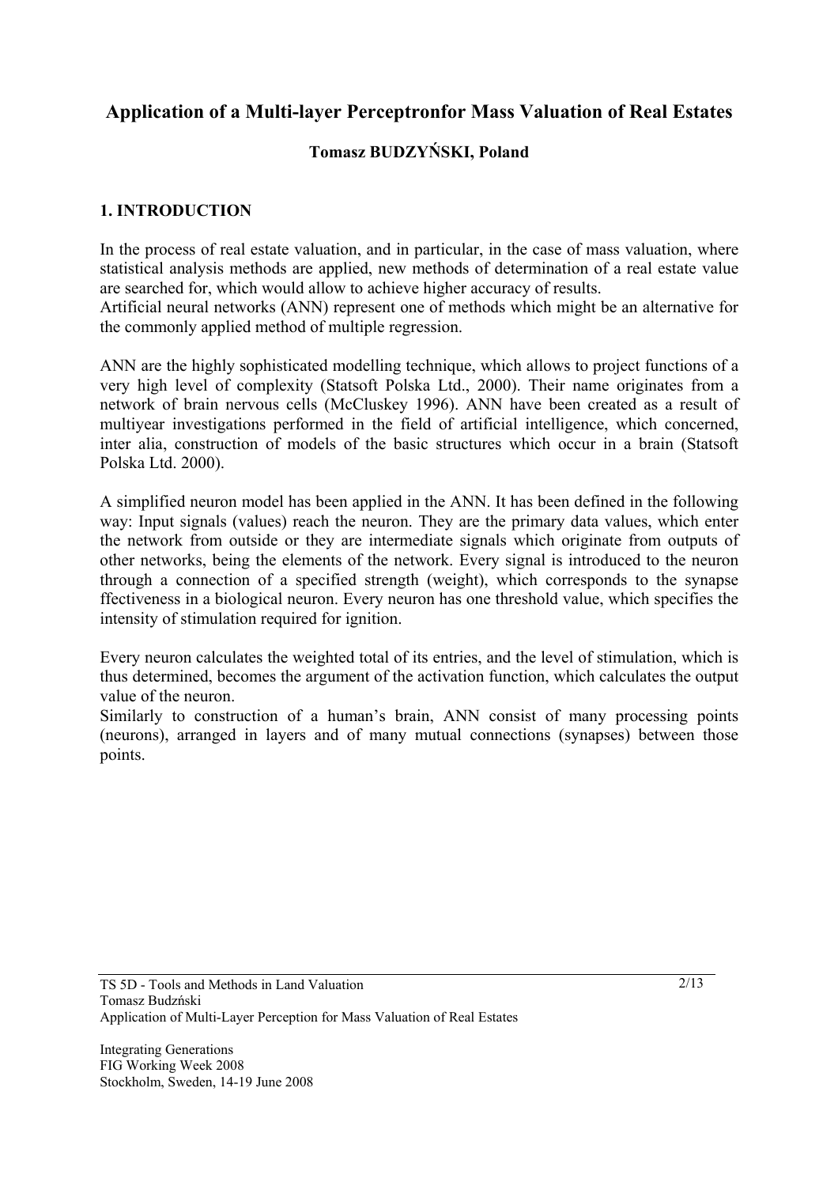# Application of a Multi-layer Perceptronfor Mass Valuation of Real Estates

**Tomasz BUDZYŃSKI, Poland**

## 1. INTRODUCTION

In the process of real estate valuation, and in particular, in the case of mass valuation, where statistical analysis methods are applied, new methods of determination of a real estate value are searched for, which would allow to achieve higher accuracy of results.
Artificial neural networks (ANN) represent one of methods which might be an alternative for the commonly applied method of multiple regression.

ANN are the highly sophisticated modelling technique, which allows to project functions of a very high level of complexity (Statsoft Polska Ltd., 2000). Their name originates from a network of brain nervous cells (McCluskey 1996). ANN have been created as a result of multiyear investigations performed in the field of artificial intelligence, which concerned, inter alia, construction of models of the basic structures which occur in a brain (Statsoft Polska Ltd. 2000).

A simplified neuron model has been applied in the ANN. It has been defined in the following way: Input signals (values) reach the neuron. They are the primary data values, which enter the network from outside or they are intermediate signals which originate from outputs of other networks, being the elements of the network. Every signal is introduced to the neuron through a connection of a specified strength (weight), which corresponds to the synapse ffectiveness in a biological neuron. Every neuron has one threshold value, which specifies the intensity of stimulation required for ignition.

Every neuron calculates the weighted total of its entries, and the level of stimulation, which is thus determined, becomes the argument of the activation function, which calculates the output value of the neuron.
Similarly to construction of a human's brain, ANN consist of many processing points (neurons), arranged in layers and of many mutual connections (synapses) between those points.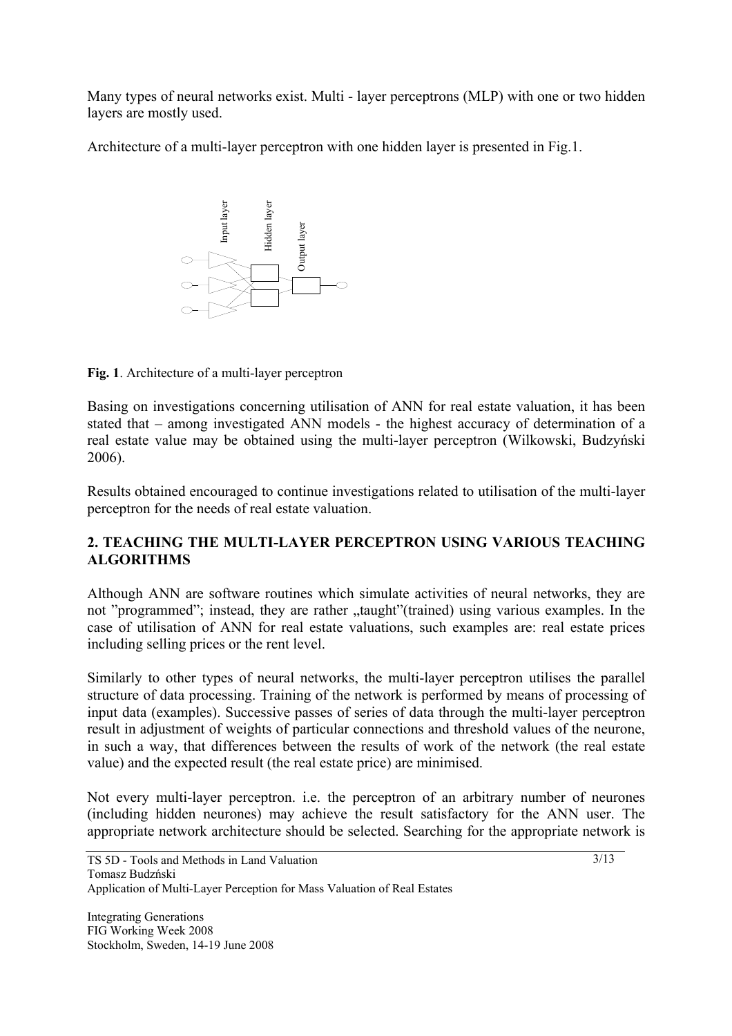Many types of neural networks exist. Multi - layer perceptrons (MLP) with one or two hidden layers are mostly used.

Architecture of a multi-layer perceptron with one hidden layer is presented in Fig.1.

**Fig. 1**. Architecture of a multi-layer perceptron

Basing on investigations concerning utilisation of ANN for real estate valuation, it has been stated that – among investigated ANN models - the highest accuracy of determination of a real estate value may be obtained using the multi-layer perceptron (Wilkowski, Budzyński 2006).

Results obtained encouraged to continue investigations related to utilisation of the multi-layer perceptron for the needs of real estate valuation.

## 2. TEACHING THE MULTI-LAYER PERCEPTRON USING VARIOUS TEACHING ALGORITHMS

Although ANN are software routines which simulate activities of neural networks, they are not "programmed"; instead, they are rather „taught"(trained) using various examples. In the case of utilisation of ANN for real estate valuations, such examples are: real estate prices including selling prices or the rent level.

Similarly to other types of neural networks, the multi-layer perceptron utilises the parallel structure of data processing. Training of the network is performed by means of processing of input data (examples). Successive passes of series of data through the multi-layer perceptron result in adjustment of weights of particular connections and threshold values of the neurone, in such a way, that differences between the results of work of the network (the real estate value) and the expected result (the real estate price) are minimised.

Not every multi-layer perceptron. i.e. the perceptron of an arbitrary number of neurones (including hidden neurones) may achieve the result satisfactory for the ANN user. The appropriate network architecture should be selected. Searching for the appropriate network is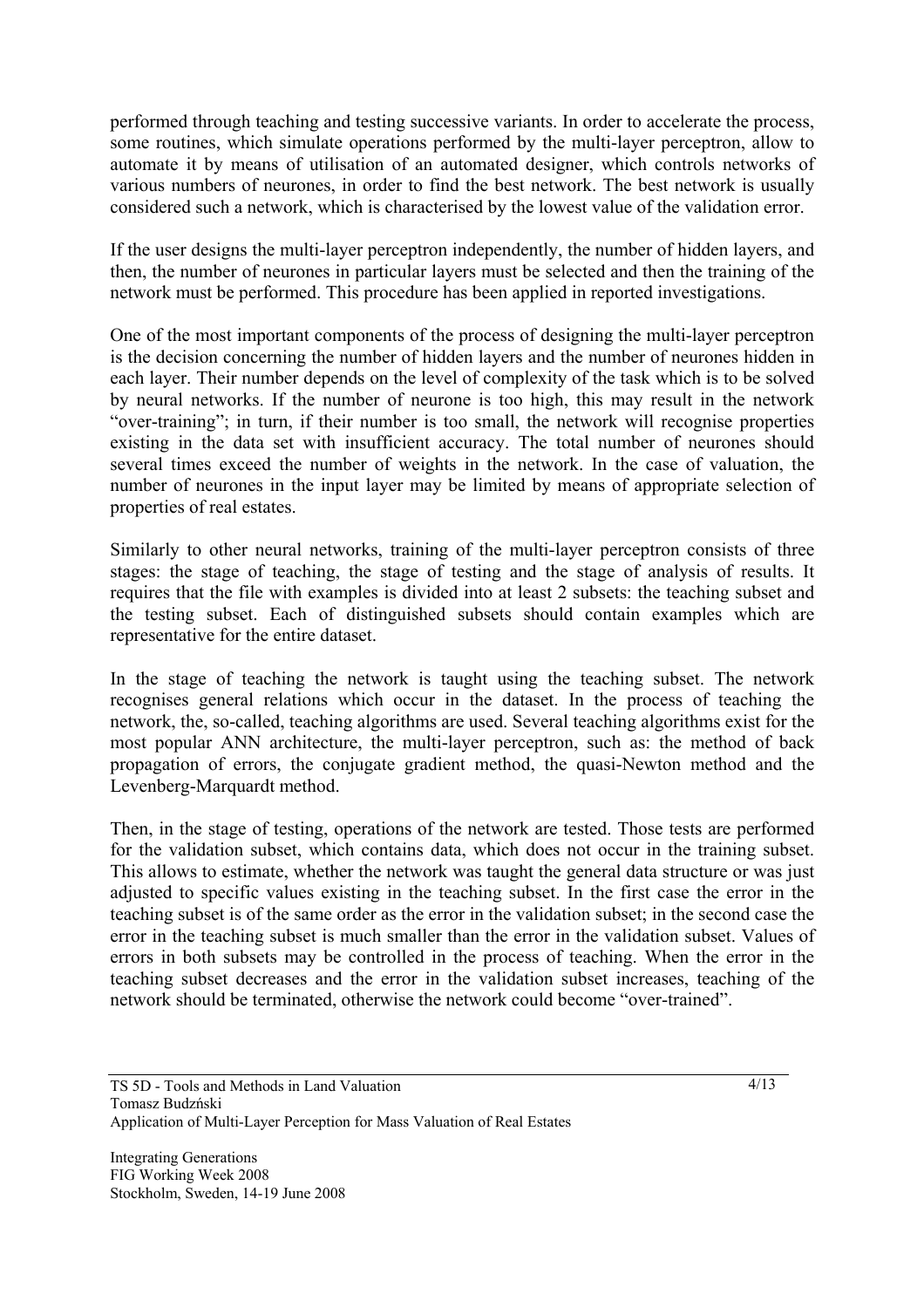performed through teaching and testing successive variants. In order to accelerate the process, some routines, which simulate operations performed by the multi-layer perceptron, allow to automate it by means of utilisation of an automated designer, which controls networks of various numbers of neurones, in order to find the best network. The best network is usually considered such a network, which is characterised by the lowest value of the validation error.

If the user designs the multi-layer perceptron independently, the number of hidden layers, and then, the number of neurones in particular layers must be selected and then the training of the network must be performed. This procedure has been applied in reported investigations.

One of the most important components of the process of designing the multi-layer perceptron is the decision concerning the number of hidden layers and the number of neurones hidden in each layer. Their number depends on the level of complexity of the task which is to be solved by neural networks. If the number of neurone is too high, this may result in the network "over-training"; in turn, if their number is too small, the network will recognise properties existing in the data set with insufficient accuracy. The total number of neurones should several times exceed the number of weights in the network. In the case of valuation, the number of neurones in the input layer may be limited by means of appropriate selection of properties of real estates.

Similarly to other neural networks, training of the multi-layer perceptron consists of three stages: the stage of teaching, the stage of testing and the stage of analysis of results. It requires that the file with examples is divided into at least 2 subsets: the teaching subset and the testing subset. Each of distinguished subsets should contain examples which are representative for the entire dataset.

In the stage of teaching the network is taught using the teaching subset. The network recognises general relations which occur in the dataset. In the process of teaching the network, the, so-called, teaching algorithms are used. Several teaching algorithms exist for the most popular ANN architecture, the multi-layer perceptron, such as: the method of back propagation of errors, the conjugate gradient method, the quasi-Newton method and the Levenberg-Marquardt method.

Then, in the stage of testing, operations of the network are tested. Those tests are performed for the validation subset, which contains data, which does not occur in the training subset. This allows to estimate, whether the network was taught the general data structure or was just adjusted to specific values existing in the teaching subset. In the first case the error in the teaching subset is of the same order as the error in the validation subset; in the second case the error in the teaching subset is much smaller than the error in the validation subset. Values of errors in both subsets may be controlled in the process of teaching. When the error in the teaching subset decreases and the error in the validation subset increases, teaching of the network should be terminated, otherwise the network could become "over-trained".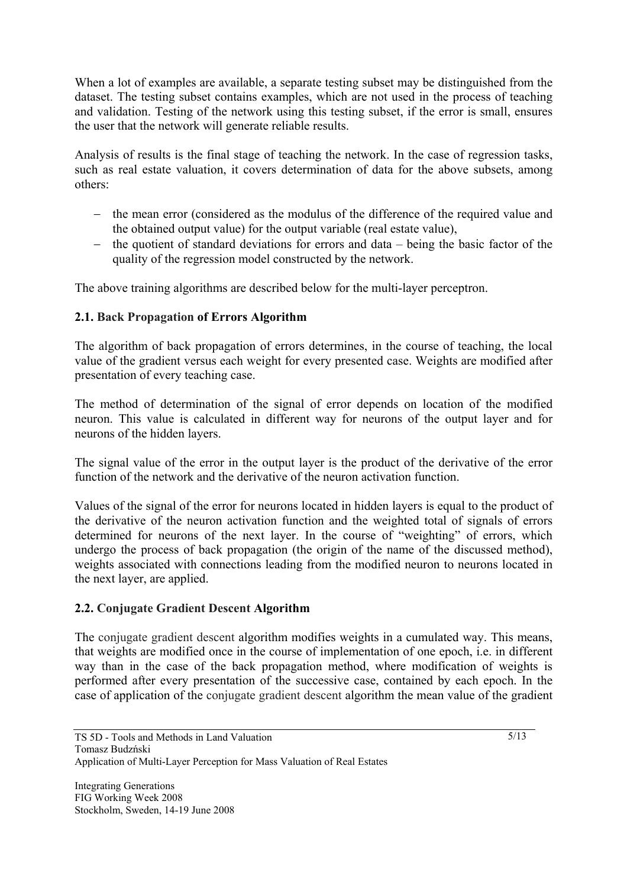When a lot of examples are available, a separate testing subset may be distinguished from the dataset. The testing subset contains examples, which are not used in the process of teaching and validation. Testing of the network using this testing subset, if the error is small, ensures the user that the network will generate reliable results.

Analysis of results is the final stage of teaching the network. In the case of regression tasks, such as real estate valuation, it covers determination of data for the above subsets, among others:

- the mean error (considered as the modulus of the difference of the required value and the obtained output value) for the output variable (real estate value),
- the quotient of standard deviations for errors and data – being the basic factor of the quality of the regression model constructed by the network.

The above training algorithms are described below for the multi-layer perceptron.

### 2.1. Back Propagation of Errors Algorithm

The algorithm of back propagation of errors determines, in the course of teaching, the local value of the gradient versus each weight for every presented case. Weights are modified after presentation of every teaching case.

The method of determination of the signal of error depends on location of the modified neuron. This value is calculated in different way for neurons of the output layer and for neurons of the hidden layers.

The signal value of the error in the output layer is the product of the derivative of the error function of the network and the derivative of the neuron activation function.

Values of the signal of the error for neurons located in hidden layers is equal to the product of the derivative of the neuron activation function and the weighted total of signals of errors determined for neurons of the next layer. In the course of "weighting" of errors, which undergo the process of back propagation (the origin of the name of the discussed method), weights associated with connections leading from the modified neuron to neurons located in the next layer, are applied.

### 2.2. Conjugate Gradient Descent Algorithm

The conjugate gradient descent algorithm modifies weights in a cumulated way. This means, that weights are modified once in the course of implementation of one epoch, i.e. in different way than in the case of the back propagation method, where modification of weights is performed after every presentation of the successive case, contained by each epoch. In the case of application of the conjugate gradient descent algorithm the mean value of the gradient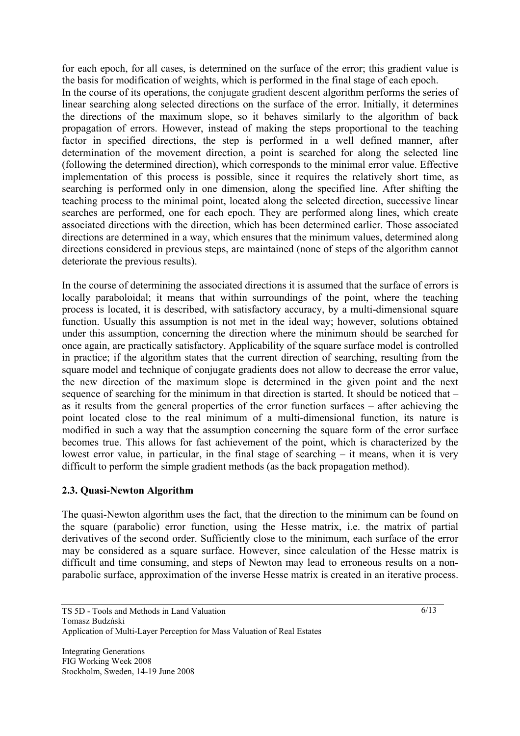for each epoch, for all cases, is determined on the surface of the error; this gradient value is the basis for modification of weights, which is performed in the final stage of each epoch.
In the course of its operations, the conjugate gradient descent algorithm performs the series of linear searching along selected directions on the surface of the error. Initially, it determines the directions of the maximum slope, so it behaves similarly to the algorithm of back propagation of errors. However, instead of making the steps proportional to the teaching factor in specified directions, the step is performed in a well defined manner, after determination of the movement direction, a point is searched for along the selected line (following the determined direction), which corresponds to the minimal error value. Effective implementation of this process is possible, since it requires the relatively short time, as searching is performed only in one dimension, along the specified line. After shifting the teaching process to the minimal point, located along the selected direction, successive linear searches are performed, one for each epoch. They are performed along lines, which create associated directions with the direction, which has been determined earlier. Those associated directions are determined in a way, which ensures that the minimum values, determined along directions considered in previous steps, are maintained (none of steps of the algorithm cannot deteriorate the previous results).

In the course of determining the associated directions it is assumed that the surface of errors is locally paraboloidal; it means that within surroundings of the point, where the teaching process is located, it is described, with satisfactory accuracy, by a multi-dimensional square function. Usually this assumption is not met in the ideal way; however, solutions obtained under this assumption, concerning the direction where the minimum should be searched for once again, are practically satisfactory. Applicability of the square surface model is controlled in practice; if the algorithm states that the current direction of searching, resulting from the square model and technique of conjugate gradients does not allow to decrease the error value, the new direction of the maximum slope is determined in the given point and the next sequence of searching for the minimum in that direction is started. It should be noticed that – as it results from the general properties of the error function surfaces – after achieving the point located close to the real minimum of a multi-dimensional function, its nature is modified in such a way that the assumption concerning the square form of the error surface becomes true. This allows for fast achievement of the point, which is characterized by the lowest error value, in particular, in the final stage of searching – it means, when it is very difficult to perform the simple gradient methods (as the back propagation method).

### 2.3. Quasi-Newton Algorithm

The quasi-Newton algorithm uses the fact, that the direction to the minimum can be found on the square (parabolic) error function, using the Hesse matrix, i.e. the matrix of partial derivatives of the second order. Sufficiently close to the minimum, each surface of the error may be considered as a square surface. However, since calculation of the Hesse matrix is difficult and time consuming, and steps of Newton may lead to erroneous results on a non-parabolic surface, approximation of the inverse Hesse matrix is created in an iterative process.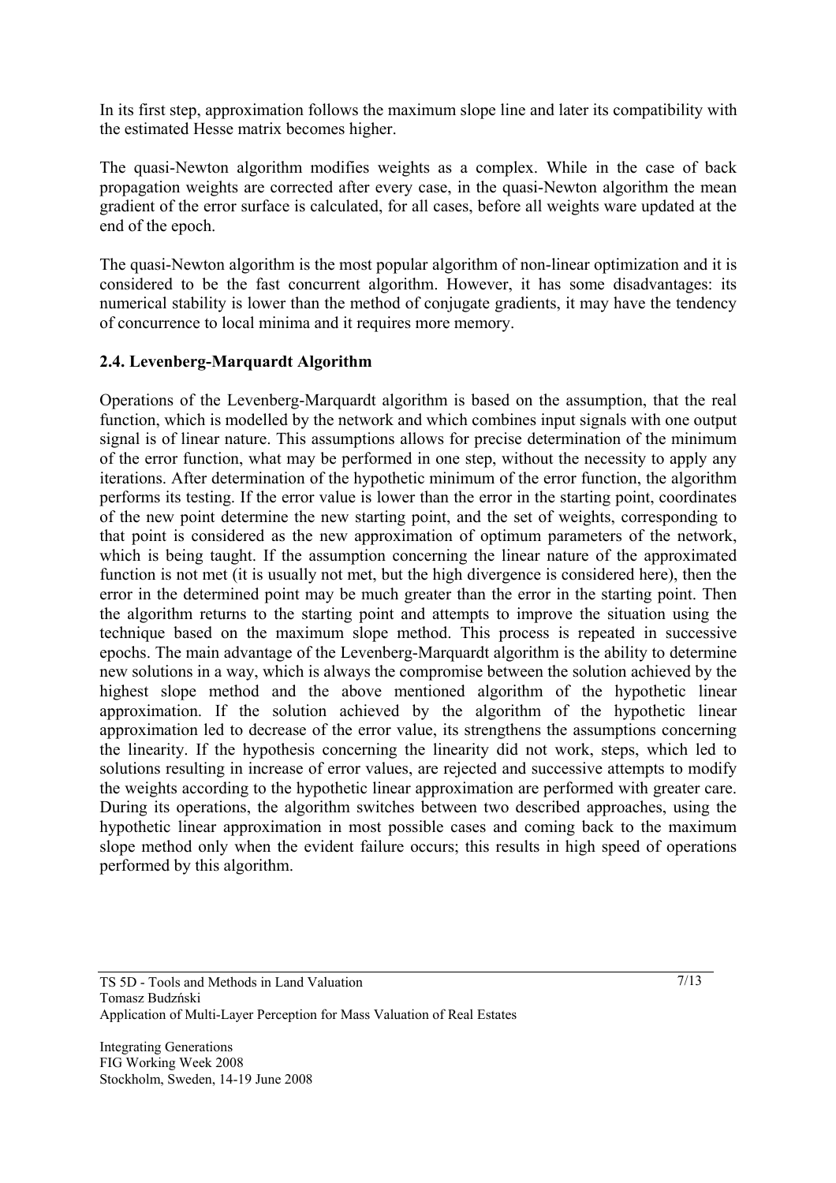In its first step, approximation follows the maximum slope line and later its compatibility with the estimated Hesse matrix becomes higher.

The quasi-Newton algorithm modifies weights as a complex. While in the case of back propagation weights are corrected after every case, in the quasi-Newton algorithm the mean gradient of the error surface is calculated, for all cases, before all weights ware updated at the end of the epoch.

The quasi-Newton algorithm is the most popular algorithm of non-linear optimization and it is considered to be the fast concurrent algorithm. However, it has some disadvantages: its numerical stability is lower than the method of conjugate gradients, it may have the tendency of concurrence to local minima and it requires more memory.

### 2.4. Levenberg-Marquardt Algorithm

Operations of the Levenberg-Marquardt algorithm is based on the assumption, that the real function, which is modelled by the network and which combines input signals with one output signal is of linear nature. This assumptions allows for precise determination of the minimum of the error function, what may be performed in one step, without the necessity to apply any iterations. After determination of the hypothetic minimum of the error function, the algorithm performs its testing. If the error value is lower than the error in the starting point, coordinates of the new point determine the new starting point, and the set of weights, corresponding to that point is considered as the new approximation of optimum parameters of the network, which is being taught. If the assumption concerning the linear nature of the approximated function is not met (it is usually not met, but the high divergence is considered here), then the error in the determined point may be much greater than the error in the starting point. Then the algorithm returns to the starting point and attempts to improve the situation using the technique based on the maximum slope method. This process is repeated in successive epochs. The main advantage of the Levenberg-Marquardt algorithm is the ability to determine new solutions in a way, which is always the compromise between the solution achieved by the highest slope method and the above mentioned algorithm of the hypothetic linear approximation. If the solution achieved by the algorithm of the hypothetic linear approximation led to decrease of the error value, its strengthens the assumptions concerning the linearity. If the hypothesis concerning the linearity did not work, steps, which led to solutions resulting in increase of error values, are rejected and successive attempts to modify the weights according to the hypothetic linear approximation are performed with greater care. During its operations, the algorithm switches between two described approaches, using the hypothetic linear approximation in most possible cases and coming back to the maximum slope method only when the evident failure occurs; this results in high speed of operations performed by this algorithm.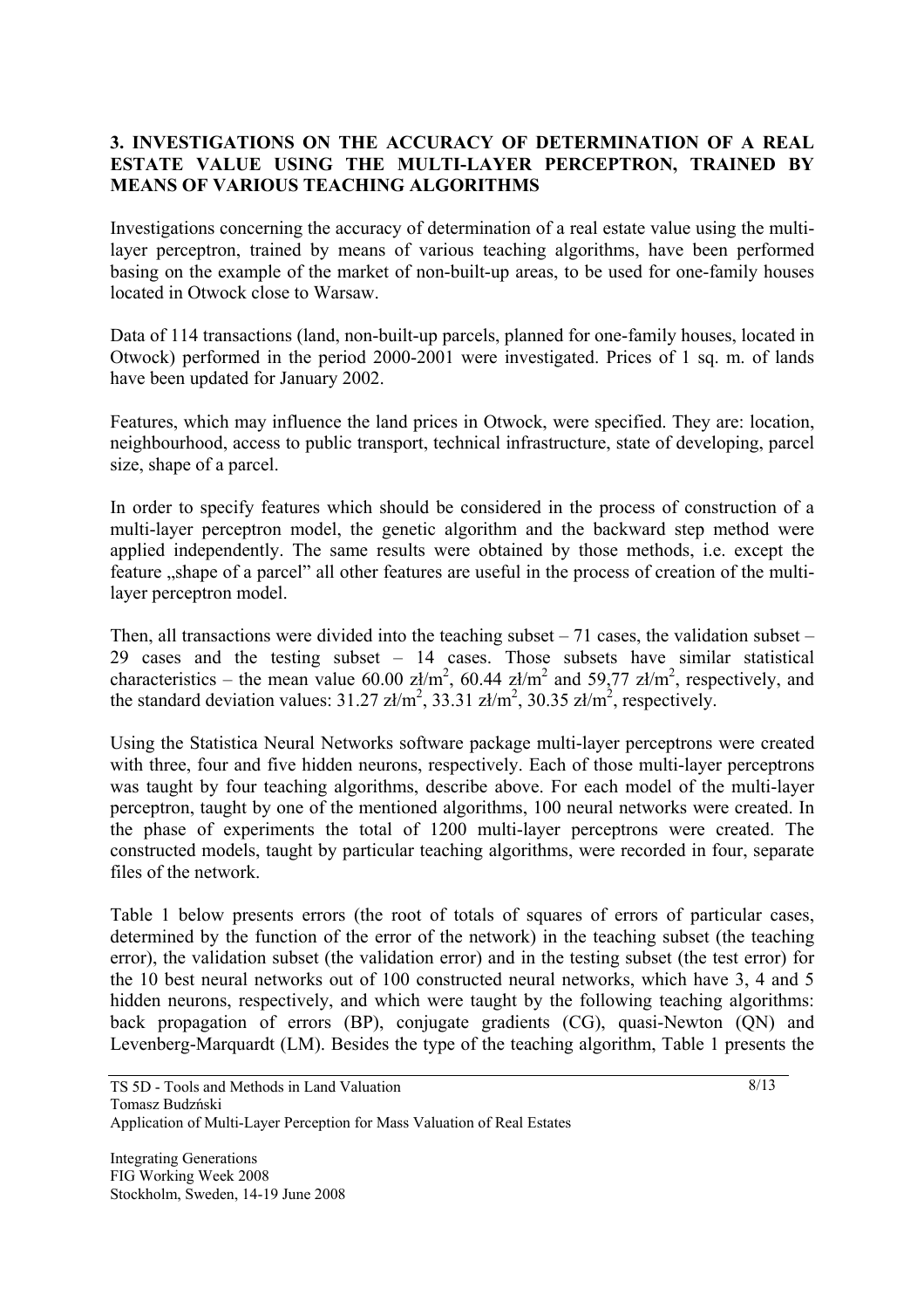## 3. INVESTIGATIONS ON THE ACCURACY OF DETERMINATION OF A REAL ESTATE VALUE USING THE MULTI-LAYER PERCEPTRON, TRAINED BY MEANS OF VARIOUS TEACHING ALGORITHMS

Investigations concerning the accuracy of determination of a real estate value using the multi-layer perceptron, trained by means of various teaching algorithms, have been performed basing on the example of the market of non-built-up areas, to be used for one-family houses located in Otwock close to Warsaw.

Data of 114 transactions (land, non-built-up parcels, planned for one-family houses, located in Otwock) performed in the period 2000-2001 were investigated. Prices of 1 sq. m. of lands have been updated for January 2002.

Features, which may influence the land prices in Otwock, were specified. They are: location, neighbourhood, access to public transport, technical infrastructure, state of developing, parcel size, shape of a parcel.

In order to specify features which should be considered in the process of construction of a multi-layer perceptron model, the genetic algorithm and the backward step method were applied independently. The same results were obtained by those methods, i.e. except the feature „shape of a parcel" all other features are useful in the process of creation of the multi-layer perceptron model.

Then, all transactions were divided into the teaching subset – 71 cases, the validation subset – 29 cases and the testing subset – 14 cases. Those subsets have similar statistical characteristics – the mean value 60.00 zł/m$^2$, 60.44 zł/m$^2$ and 59,77 zł/m$^2$, respectively, and the standard deviation values: 31.27 zł/m$^2$, 33.31 zł/m$^2$, 30.35 zł/m$^2$, respectively.

Using the Statistica Neural Networks software package multi-layer perceptrons were created with three, four and five hidden neurons, respectively. Each of those multi-layer perceptrons was taught by four teaching algorithms, describe above. For each model of the multi-layer perceptron, taught by one of the mentioned algorithms, 100 neural networks were created. In the phase of experiments the total of 1200 multi-layer perceptrons were created. The constructed models, taught by particular teaching algorithms, were recorded in four, separate files of the network.

Table 1 below presents errors (the root of totals of squares of errors of particular cases, determined by the function of the error of the network) in the teaching subset (the teaching error), the validation subset (the validation error) and in the testing subset (the test error) for the 10 best neural networks out of 100 constructed neural networks, which have 3, 4 and 5 hidden neurons, respectively, and which were taught by the following teaching algorithms: back propagation of errors (BP), conjugate gradients (CG), quasi-Newton (QN) and Levenberg-Marquardt (LM). Besides the type of the teaching algorithm, Table 1 presents the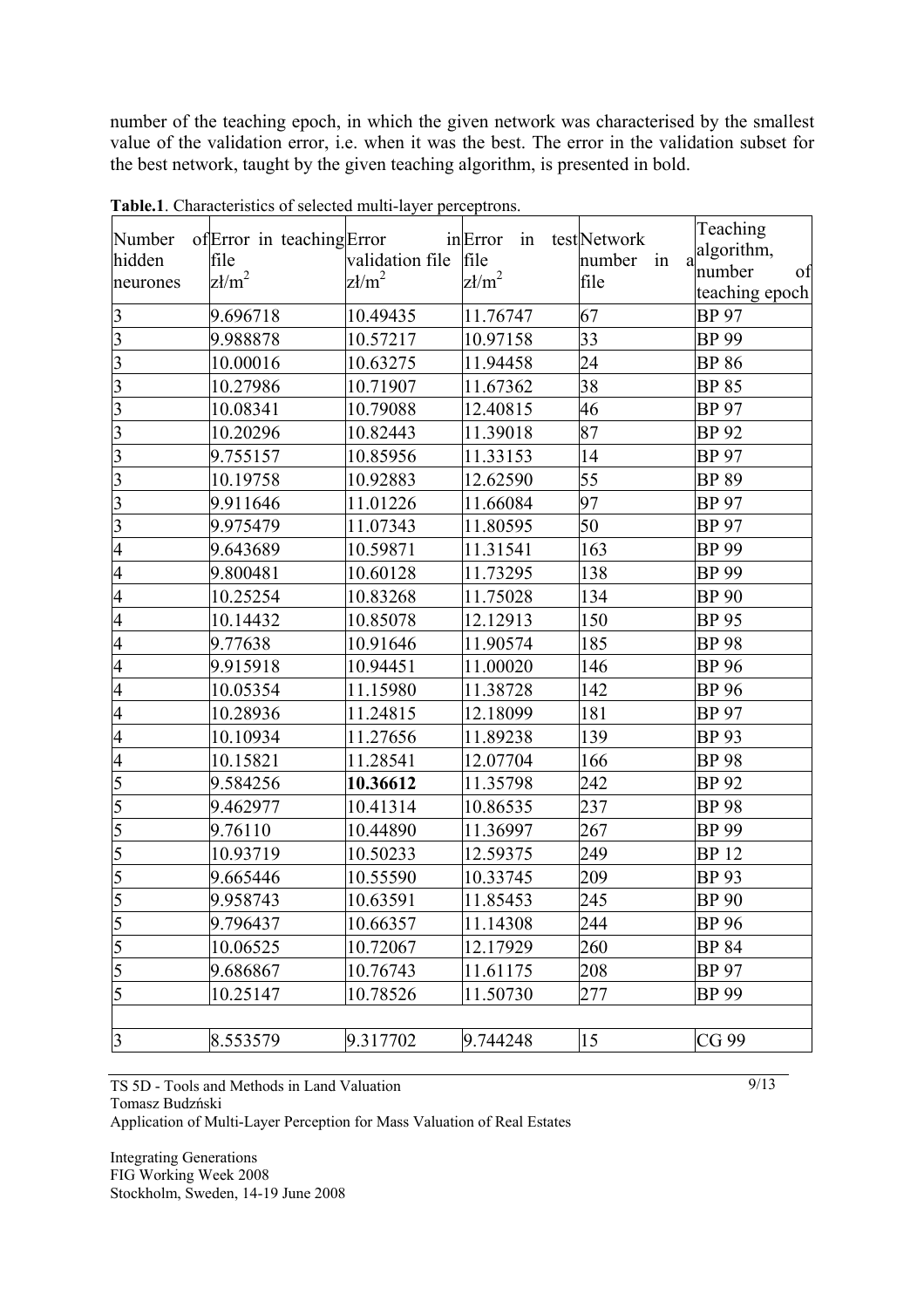number of the teaching epoch, in which the given network was characterised by the smallest value of the validation error, i.e. when it was the best. The error in the validation subset for the best network, taught by the given teaching algorithm, is presented in bold.

**Table.1**. Characteristics of selected multi-layer perceptrons.

| Number of hidden neurones | Error in teaching file zł/m$^2$ | Error in validation file zł/m$^2$ | Error in test file zł/m$^2$ | Network number in a file | Teaching algorithm, number of teaching epoch |
|---|---|---|---|---|---|
| 3 | 9.696718 | 10.49435 | 11.76747 | 67 | BP 97 |
| 3 | 9.988878 | 10.57217 | 10.97158 | 33 | BP 99 |
| 3 | 10.00016 | 10.63275 | 11.94458 | 24 | BP 86 |
| 3 | 10.27986 | 10.71907 | 11.67362 | 38 | BP 85 |
| 3 | 10.08341 | 10.79088 | 12.40815 | 46 | BP 97 |
| 3 | 10.20296 | 10.82443 | 11.39018 | 87 | BP 92 |
| 3 | 9.755157 | 10.85956 | 11.33153 | 14 | BP 97 |
| 3 | 10.19758 | 10.92883 | 12.62590 | 55 | BP 89 |
| 3 | 9.911646 | 11.01226 | 11.66084 | 97 | BP 97 |
| 3 | 9.975479 | 11.07343 | 11.80595 | 50 | BP 97 |
| 4 | 9.643689 | 10.59871 | 11.31541 | 163 | BP 99 |
| 4 | 9.800481 | 10.60128 | 11.73295 | 138 | BP 99 |
| 4 | 10.25254 | 10.83268 | 11.75028 | 134 | BP 90 |
| 4 | 10.14432 | 10.85078 | 12.12913 | 150 | BP 95 |
| 4 | 9.77638 | 10.91646 | 11.90574 | 185 | BP 98 |
| 4 | 9.915918 | 10.94451 | 11.00020 | 146 | BP 96 |
| 4 | 10.05354 | 11.15980 | 11.38728 | 142 | BP 96 |
| 4 | 10.28936 | 11.24815 | 12.18099 | 181 | BP 97 |
| 4 | 10.10934 | 11.27656 | 11.89238 | 139 | BP 93 |
| 4 | 10.15821 | 11.28541 | 12.07704 | 166 | BP 98 |
| 5 | 9.584256 | **10.36612** | 11.35798 | 242 | BP 92 |
| 5 | 9.462977 | 10.41314 | 10.86535 | 237 | BP 98 |
| 5 | 9.76110 | 10.44890 | 11.36997 | 267 | BP 99 |
| 5 | 10.93719 | 10.50233 | 12.59375 | 249 | BP 12 |
| 5 | 9.665446 | 10.55590 | 10.33745 | 209 | BP 93 |
| 5 | 9.958743 | 10.63591 | 11.85453 | 245 | BP 90 |
| 5 | 9.796437 | 10.66357 | 11.14308 | 244 | BP 96 |
| 5 | 10.06525 | 10.72067 | 12.17929 | 260 | BP 84 |
| 5 | 9.686867 | 10.76743 | 11.61175 | 208 | BP 97 |
| 5 | 10.25147 | 10.78526 | 11.50730 | 277 | BP 99 |
| | | | | | |
| 3 | 8.553579 | 9.317702 | 9.744248 | 15 | CG 99 |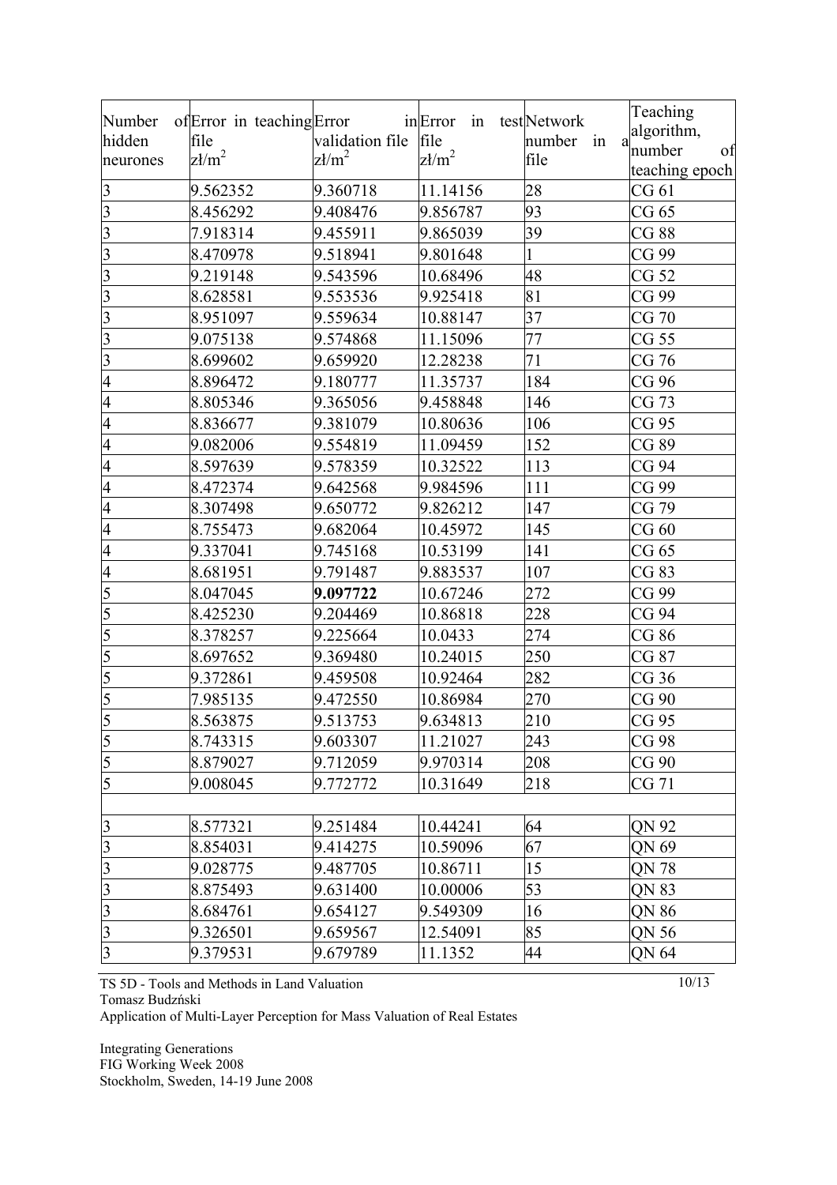| Number of hidden neurones | Error in teaching file zł/m$^2$ | Error in validation file zł/m$^2$ | Error in test file zł/m$^2$ | Network number in a file | Teaching algorithm, number of teaching epoch |
|---|---|---|---|---|---|
| 3 | 9.562352 | 9.360718 | 11.14156 | 28 | CG 61 |
| 3 | 8.456292 | 9.408476 | 9.856787 | 93 | CG 65 |
| 3 | 7.918314 | 9.455911 | 9.865039 | 39 | CG 88 |
| 3 | 8.470978 | 9.518941 | 9.801648 | 1 | CG 99 |
| 3 | 9.219148 | 9.543596 | 10.68496 | 48 | CG 52 |
| 3 | 8.628581 | 9.553536 | 9.925418 | 81 | CG 99 |
| 3 | 8.951097 | 9.559634 | 10.88147 | 37 | CG 70 |
| 3 | 9.075138 | 9.574868 | 11.15096 | 77 | CG 55 |
| 3 | 8.699602 | 9.659920 | 12.28238 | 71 | CG 76 |
| 4 | 8.896472 | 9.180777 | 11.35737 | 184 | CG 96 |
| 4 | 8.805346 | 9.365056 | 9.458848 | 146 | CG 73 |
| 4 | 8.836677 | 9.381079 | 10.80636 | 106 | CG 95 |
| 4 | 9.082006 | 9.554819 | 11.09459 | 152 | CG 89 |
| 4 | 8.597639 | 9.578359 | 10.32522 | 113 | CG 94 |
| 4 | 8.472374 | 9.642568 | 9.984596 | 111 | CG 99 |
| 4 | 8.307498 | 9.650772 | 9.826212 | 147 | CG 79 |
| 4 | 8.755473 | 9.682064 | 10.45972 | 145 | CG 60 |
| 4 | 9.337041 | 9.745168 | 10.53199 | 141 | CG 65 |
| 4 | 8.681951 | 9.791487 | 9.883537 | 107 | CG 83 |
| 5 | 8.047045 | **9.097722** | 10.67246 | 272 | CG 99 |
| 5 | 8.425230 | 9.204469 | 10.86818 | 228 | CG 94 |
| 5 | 8.378257 | 9.225664 | 10.0433 | 274 | CG 86 |
| 5 | 8.697652 | 9.369480 | 10.24015 | 250 | CG 87 |
| 5 | 9.372861 | 9.459508 | 10.92464 | 282 | CG 36 |
| 5 | 7.985135 | 9.472550 | 10.86984 | 270 | CG 90 |
| 5 | 8.563875 | 9.513753 | 9.634813 | 210 | CG 95 |
| 5 | 8.743315 | 9.603307 | 11.21027 | 243 | CG 98 |
| 5 | 8.879027 | 9.712059 | 9.970314 | 208 | CG 90 |
| 5 | 9.008045 | 9.772772 | 10.31649 | 218 | CG 71 |
| | | | | | |
| 3 | 8.577321 | 9.251484 | 10.44241 | 64 | QN 92 |
| 3 | 8.854031 | 9.414275 | 10.59096 | 67 | QN 69 |
| 3 | 9.028775 | 9.487705 | 10.86711 | 15 | QN 78 |
| 3 | 8.875493 | 9.631400 | 10.00006 | 53 | QN 83 |
| 3 | 8.684761 | 9.654127 | 9.549309 | 16 | QN 86 |
| 3 | 9.326501 | 9.659567 | 12.54091 | 85 | QN 56 |
| 3 | 9.379531 | 9.679789 | 11.1352 | 44 | QN 64 |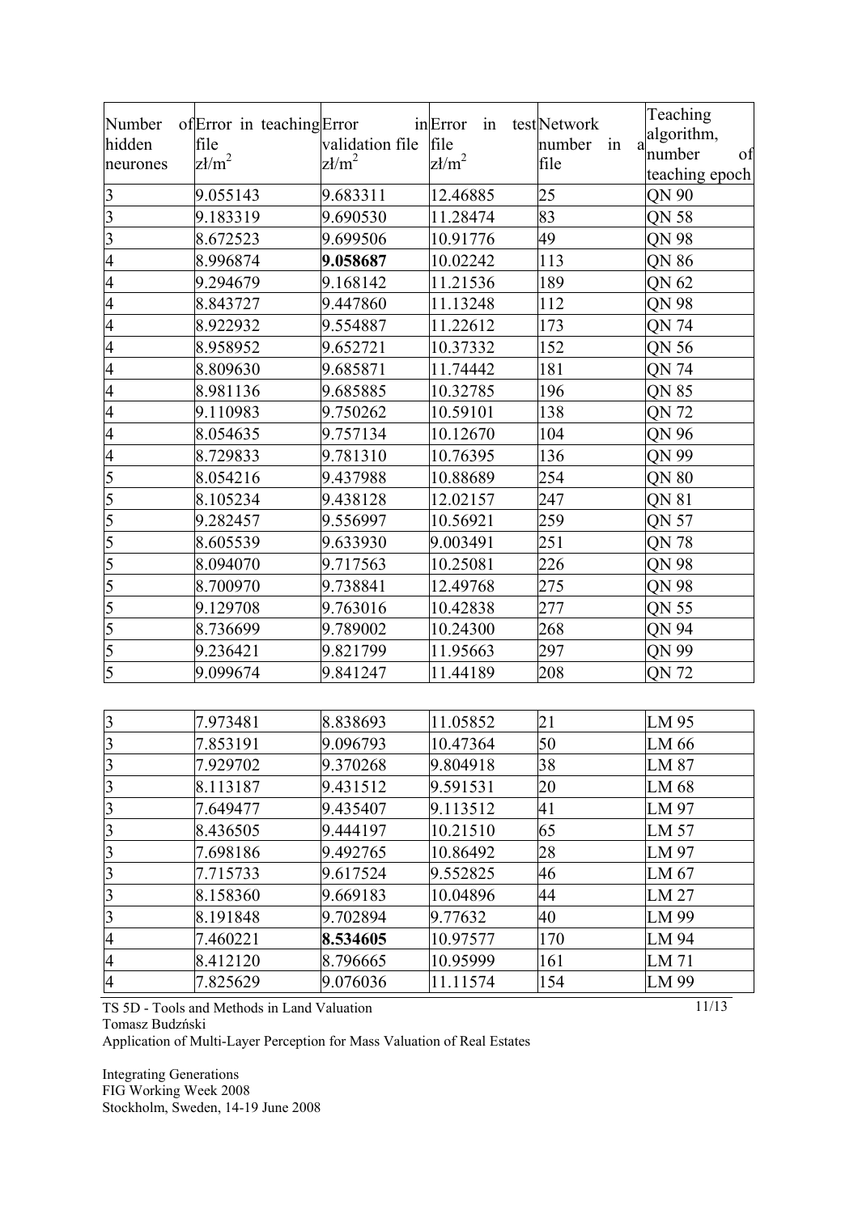| Number of hidden neurones | Error in teaching file zł/m$^2$ | Error in validation file zł/m$^2$ | Error in test file zł/m$^2$ | Network number in a file | Teaching algorithm, number of teaching epoch |
|---|---|---|---|---|---|
| 3 | 9.055143 | 9.683311 | 12.46885 | 25 | QN 90 |
| 3 | 9.183319 | 9.690530 | 11.28474 | 83 | QN 58 |
| 3 | 8.672523 | 9.699506 | 10.91776 | 49 | QN 98 |
| 4 | 8.996874 | **9.058687** | 10.02242 | 113 | QN 86 |
| 4 | 9.294679 | 9.168142 | 11.21536 | 189 | QN 62 |
| 4 | 8.843727 | 9.447860 | 11.13248 | 112 | QN 98 |
| 4 | 8.922932 | 9.554887 | 11.22612 | 173 | QN 74 |
| 4 | 8.958952 | 9.652721 | 10.37332 | 152 | QN 56 |
| 4 | 8.809630 | 9.685871 | 11.74442 | 181 | QN 74 |
| 4 | 8.981136 | 9.685885 | 10.32785 | 196 | QN 85 |
| 4 | 9.110983 | 9.750262 | 10.59101 | 138 | QN 72 |
| 4 | 8.054635 | 9.757134 | 10.12670 | 104 | QN 96 |
| 4 | 8.729833 | 9.781310 | 10.76395 | 136 | QN 99 |
| 5 | 8.054216 | 9.437988 | 10.88689 | 254 | QN 80 |
| 5 | 8.105234 | 9.438128 | 12.02157 | 247 | QN 81 |
| 5 | 9.282457 | 9.556997 | 10.56921 | 259 | QN 57 |
| 5 | 8.605539 | 9.633930 | 9.003491 | 251 | QN 78 |
| 5 | 8.094070 | 9.717563 | 10.25081 | 226 | QN 98 |
| 5 | 8.700970 | 9.738841 | 12.49768 | 275 | QN 98 |
| 5 | 9.129708 | 9.763016 | 10.42838 | 277 | QN 55 |
| 5 | 8.736699 | 9.789002 | 10.24300 | 268 | QN 94 |
| 5 | 9.236421 | 9.821799 | 11.95663 | 297 | QN 99 |
| 5 | 9.099674 | 9.841247 | 11.44189 | 208 | QN 72 |

| | | | | | |
|---|---|---|---|---|---|
| 3 | 7.973481 | 8.838693 | 11.05852 | 21 | LM 95 |
| 3 | 7.853191 | 9.096793 | 10.47364 | 50 | LM 66 |
| 3 | 7.929702 | 9.370268 | 9.804918 | 38 | LM 87 |
| 3 | 8.113187 | 9.431512 | 9.591531 | 20 | LM 68 |
| 3 | 7.649477 | 9.435407 | 9.113512 | 41 | LM 97 |
| 3 | 8.436505 | 9.444197 | 10.21510 | 65 | LM 57 |
| 3 | 7.698186 | 9.492765 | 10.86492 | 28 | LM 97 |
| 3 | 7.715733 | 9.617524 | 9.552825 | 46 | LM 67 |
| 3 | 8.158360 | 9.669183 | 10.04896 | 44 | LM 27 |
| 3 | 8.191848 | 9.702894 | 9.77632 | 40 | LM 99 |
| 4 | 7.460221 | **8.534605** | 10.97577 | 170 | LM 94 |
| 4 | 8.412120 | 8.796665 | 10.95999 | 161 | LM 71 |
| 4 | 7.825629 | 9.076036 | 11.11574 | 154 | LM 99 |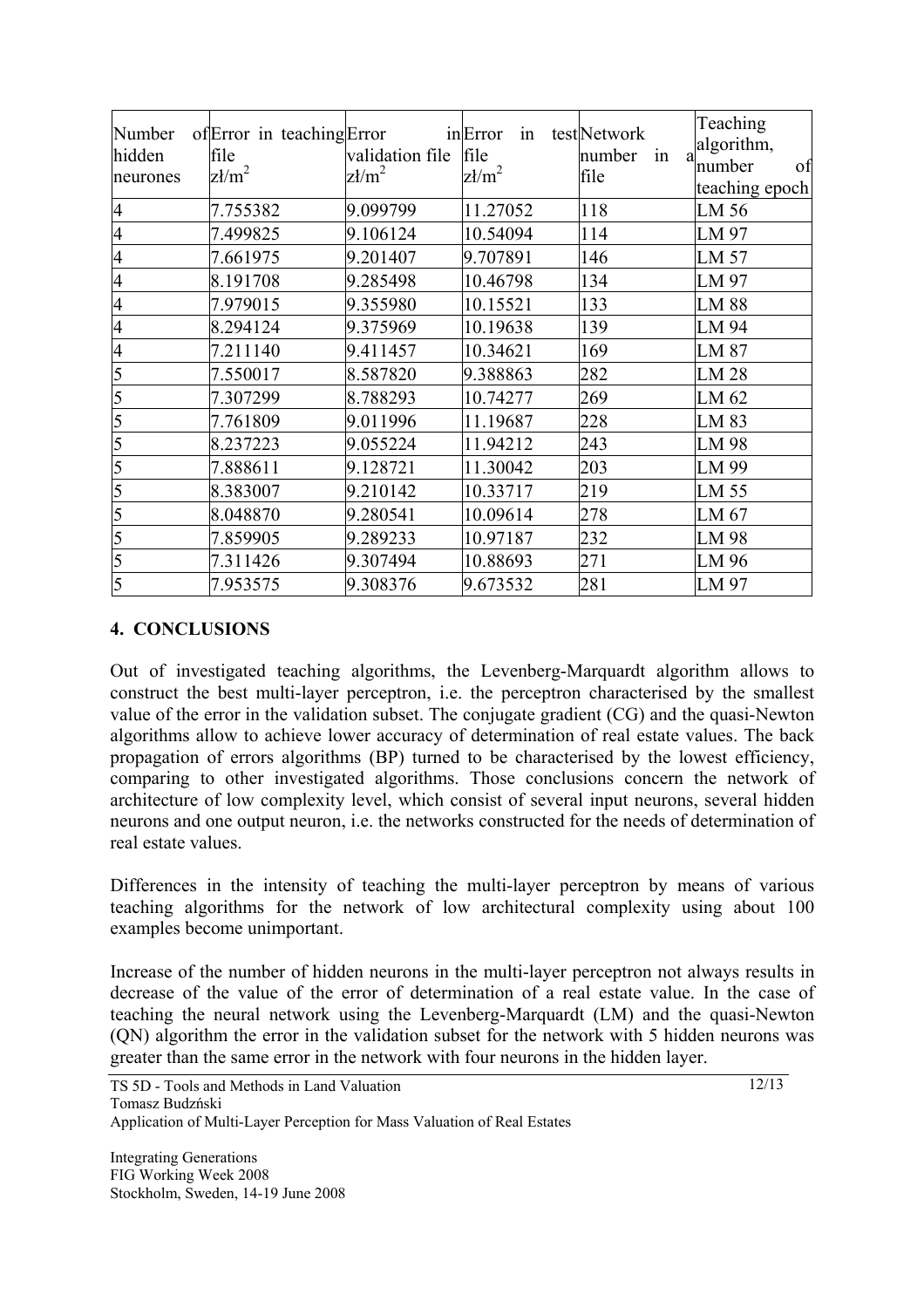| Number of hidden neurones | Error in teaching file zł/m$^2$ | Error in validation file zł/m$^2$ | Error in test file zł/m$^2$ | Network number in a file | Teaching algorithm, number of teaching epoch |
|---|---|---|---|---|---|
| 4 | 7.755382 | 9.099799 | 11.27052 | 118 | LM 56 |
| 4 | 7.499825 | 9.106124 | 10.54094 | 114 | LM 97 |
| 4 | 7.661975 | 9.201407 | 9.707891 | 146 | LM 57 |
| 4 | 8.191708 | 9.285498 | 10.46798 | 134 | LM 97 |
| 4 | 7.979015 | 9.355980 | 10.15521 | 133 | LM 88 |
| 4 | 8.294124 | 9.375969 | 10.19638 | 139 | LM 94 |
| 4 | 7.211140 | 9.411457 | 10.34621 | 169 | LM 87 |
| 5 | 7.550017 | 8.587820 | 9.388863 | 282 | LM 28 |
| 5 | 7.307299 | 8.788293 | 10.74277 | 269 | LM 62 |
| 5 | 7.761809 | 9.011996 | 11.19687 | 228 | LM 83 |
| 5 | 8.237223 | 9.055224 | 11.94212 | 243 | LM 98 |
| 5 | 7.888611 | 9.128721 | 11.30042 | 203 | LM 99 |
| 5 | 8.383007 | 9.210142 | 10.33717 | 219 | LM 55 |
| 5 | 8.048870 | 9.280541 | 10.09614 | 278 | LM 67 |
| 5 | 7.859905 | 9.289233 | 10.97187 | 232 | LM 98 |
| 5 | 7.311426 | 9.307494 | 10.88693 | 271 | LM 96 |
| 5 | 7.953575 | 9.308376 | 9.673532 | 281 | LM 97 |

## 4. CONCLUSIONS

Out of investigated teaching algorithms, the Levenberg-Marquardt algorithm allows to construct the best multi-layer perceptron, i.e. the perceptron characterised by the smallest value of the error in the validation subset. The conjugate gradient (CG) and the quasi-Newton algorithms allow to achieve lower accuracy of determination of real estate values. The back propagation of errors algorithms (BP) turned to be characterised by the lowest efficiency, comparing to other investigated algorithms. Those conclusions concern the network of architecture of low complexity level, which consist of several input neurons, several hidden neurons and one output neuron, i.e. the networks constructed for the needs of determination of real estate values.

Differences in the intensity of teaching the multi-layer perceptron by means of various teaching algorithms for the network of low architectural complexity using about 100 examples become unimportant.

Increase of the number of hidden neurons in the multi-layer perceptron not always results in decrease of the value of the error of determination of a real estate value. In the case of teaching the neural network using the Levenberg-Marquardt (LM) and the quasi-Newton (QN) algorithm the error in the validation subset for the network with 5 hidden neurons was greater than the same error in the network with four neurons in the hidden layer.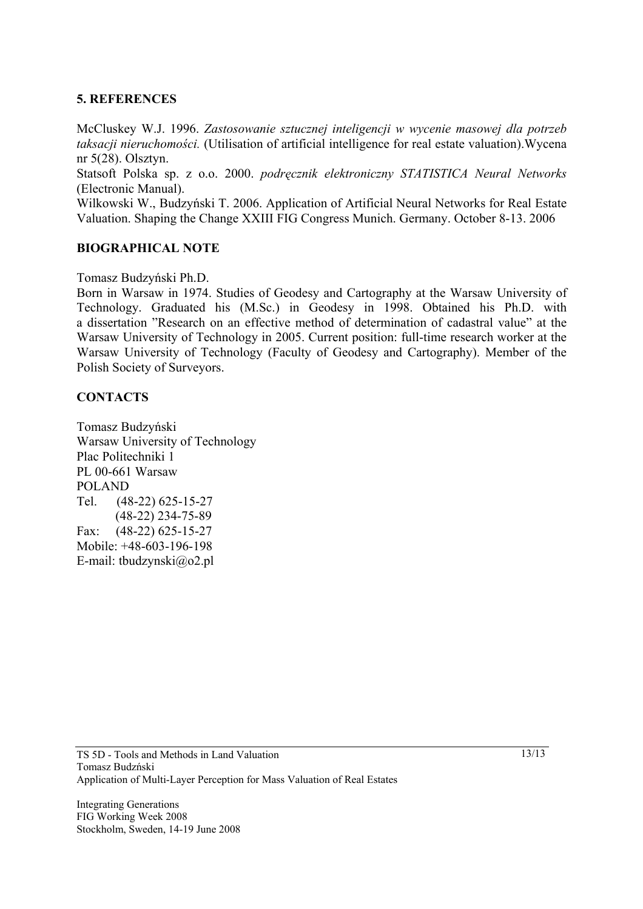## 5. REFERENCES

McCluskey W.J. 1996. *Zastosowanie sztucznej inteligencji w wycenie masowej dla potrzeb taksacji nieruchomości.* (Utilisation of artificial intelligence for real estate valuation).Wycena nr 5(28). Olsztyn.

Statsoft Polska sp. z o.o. 2000. *podręcznik elektroniczny STATISTICA Neural Networks* (Electronic Manual).

Wilkowski W., Budzyński T. 2006. Application of Artificial Neural Networks for Real Estate Valuation. Shaping the Change XXIII FIG Congress Munich. Germany. October 8-13. 2006

## BIOGRAPHICAL NOTE

Tomasz Budzyński Ph.D.

Born in Warsaw in 1974. Studies of Geodesy and Cartography at the Warsaw University of Technology. Graduated his (M.Sc.) in Geodesy in 1998. Obtained his Ph.D. with a dissertation "Research on an effective method of determination of cadastral value" at the Warsaw University of Technology in 2005. Current position: full-time research worker at the Warsaw University of Technology (Faculty of Geodesy and Cartography). Member of the Polish Society of Surveyors.

## CONTACTS

Tomasz Budzyński
Warsaw University of Technology
Plac Politechniki 1
PL 00-661 Warsaw
POLAND
Tel. (48-22) 625-15-27
(48-22) 234-75-89
Fax: (48-22) 625-15-27
Mobile: +48-603-196-198
E-mail: tbudzynski@o2.pl